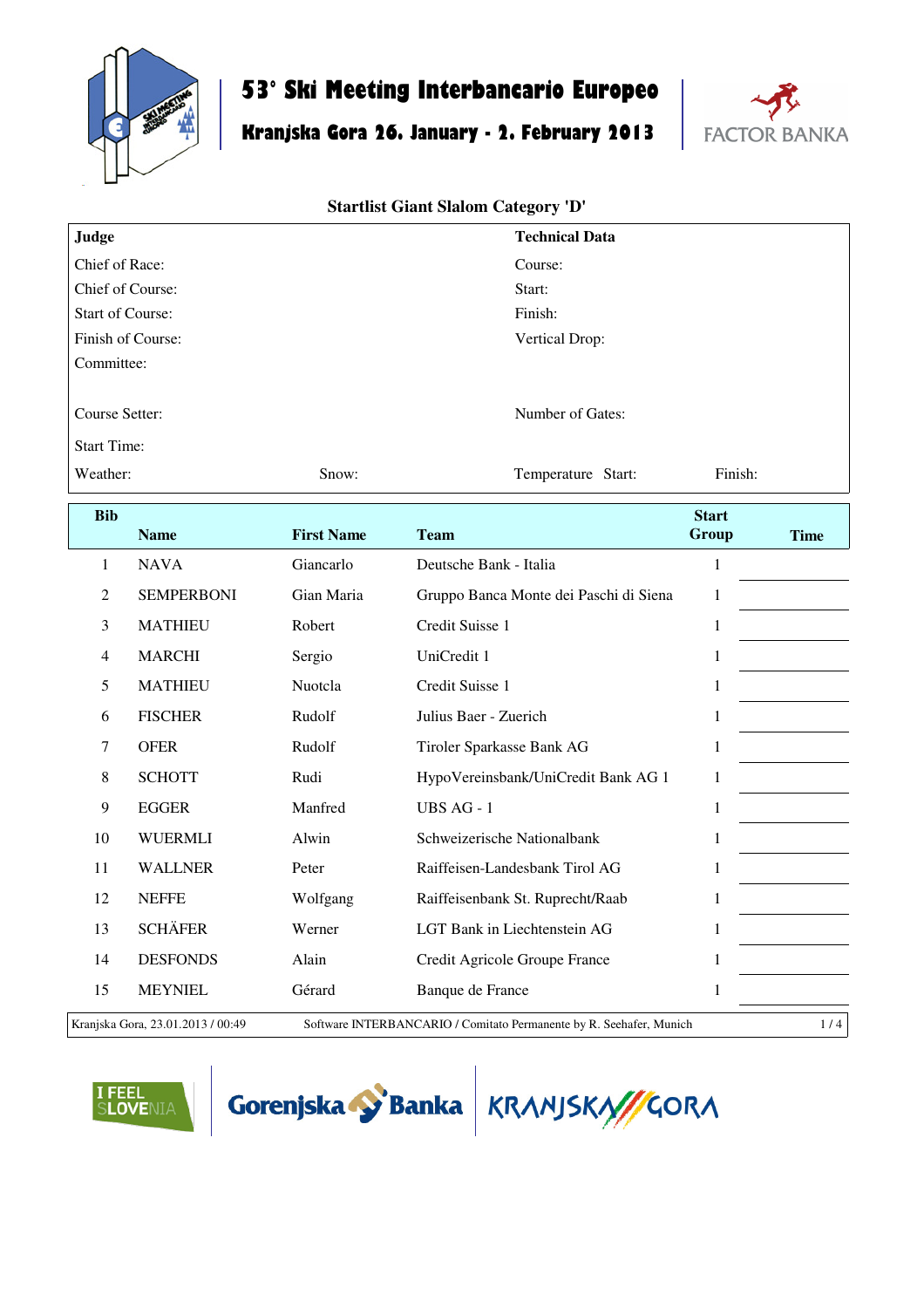# 53° Ski Meeting Interbancario Europeo

## Kranjska Gora 26. January - 2. February 2013

### Startlist Giant Slalom Category 'D'

| **Judge** | | **Technical Data** | |
|---|---|---|---|
| Chief of Race: | | Course: | |
| Chief of Course: | | Start: | |
| Start of Course: | | Finish: | |
| Finish of Course: | | Vertical Drop: | |
| Committee: | | | |
| Course Setter: | | Number of Gates: | |
| Start Time: | | | |
| Weather: | Snow: | Temperature Start: | Finish: |

| Bib | Name | First Name | Team | Start Group | Time |
|---|---|---|---|---|---|
| 1 | NAVA | Giancarlo | Deutsche Bank - Italia | 1 | |
| 2 | SEMPERBONI | Gian Maria | Gruppo Banca Monte dei Paschi di Siena | 1 | |
| 3 | MATHIEU | Robert | Credit Suisse 1 | 1 | |
| 4 | MARCHI | Sergio | UniCredit 1 | 1 | |
| 5 | MATHIEU | Nuotcla | Credit Suisse 1 | 1 | |
| 6 | FISCHER | Rudolf | Julius Baer - Zuerich | 1 | |
| 7 | OFER | Rudolf | Tiroler Sparkasse Bank AG | 1 | |
| 8 | SCHOTT | Rudi | HypoVereinsbank/UniCredit Bank AG 1 | 1 | |
| 9 | EGGER | Manfred | UBS AG - 1 | 1 | |
| 10 | WUERMLI | Alwin | Schweizerische Nationalbank | 1 | |
| 11 | WALLNER | Peter | Raiffeisen-Landesbank Tirol AG | 1 | |
| 12 | NEFFE | Wolfgang | Raiffeisenbank St. Ruprecht/Raab | 1 | |
| 13 | SCHÄFER | Werner | LGT Bank in Liechtenstein AG | 1 | |
| 14 | DESFONDS | Alain | Credit Agricole Groupe France | 1 | |
| 15 | MEYNIEL | Gérard | Banque de France | 1 | |

Kranjska Gora, 23.01.2013 / 00:49 — Software INTERBANCARIO / Comitato Permanente by R. Seehafer, Munich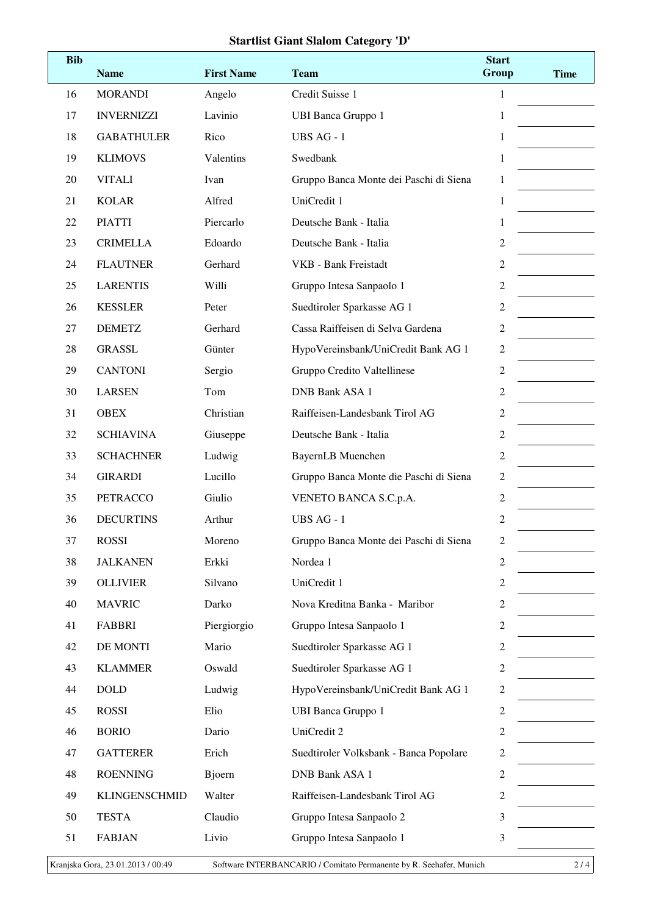## Startlist Giant Slalom Category 'D'

| Bib | Name | First Name | Team | Start Group | Time |
|---|---|---|---|---|---|
| 16 | MORANDI | Angelo | Credit Suisse 1 | 1 | |
| 17 | INVERNIZZI | Lavinio | UBI Banca Gruppo 1 | 1 | |
| 18 | GABATHULER | Rico | UBS AG - 1 | 1 | |
| 19 | KLIMOVS | Valentins | Swedbank | 1 | |
| 20 | VITALI | Ivan | Gruppo Banca Monte dei Paschi di Siena | 1 | |
| 21 | KOLAR | Alfred | UniCredit 1 | 1 | |
| 22 | PIATTI | Piercarlo | Deutsche Bank - Italia | 1 | |
| 23 | CRIMELLA | Edoardo | Deutsche Bank - Italia | 2 | |
| 24 | FLAUTNER | Gerhard | VKB - Bank Freistadt | 2 | |
| 25 | LARENTIS | Willi | Gruppo Intesa Sanpaolo 1 | 2 | |
| 26 | KESSLER | Peter | Suedtiroler Sparkasse AG 1 | 2 | |
| 27 | DEMETZ | Gerhard | Cassa Raiffeisen di Selva Gardena | 2 | |
| 28 | GRASSL | Günter | HypoVereinsbank/UniCredit Bank AG 1 | 2 | |
| 29 | CANTONI | Sergio | Gruppo Credito Valtellinese | 2 | |
| 30 | LARSEN | Tom | DNB Bank ASA 1 | 2 | |
| 31 | OBEX | Christian | Raiffeisen-Landesbank Tirol AG | 2 | |
| 32 | SCHIAVINA | Giuseppe | Deutsche Bank - Italia | 2 | |
| 33 | SCHACHNER | Ludwig | BayernLB Muenchen | 2 | |
| 34 | GIRARDI | Lucillo | Gruppo Banca Monte die Paschi di Siena | 2 | |
| 35 | PETRACCO | Giulio | VENETO BANCA S.C.p.A. | 2 | |
| 36 | DECURTINS | Arthur | UBS AG - 1 | 2 | |
| 37 | ROSSI | Moreno | Gruppo Banca Monte dei Paschi di Siena | 2 | |
| 38 | JALKANEN | Erkki | Nordea 1 | 2 | |
| 39 | OLLIVIER | Silvano | UniCredit 1 | 2 | |
| 40 | MAVRIC | Darko | Nova Kreditna Banka - Maribor | 2 | |
| 41 | FABBRI | Piergiorgio | Gruppo Intesa Sanpaolo 1 | 2 | |
| 42 | DE MONTI | Mario | Suedtiroler Sparkasse AG 1 | 2 | |
| 43 | KLAMMER | Oswald | Suedtiroler Sparkasse AG 1 | 2 | |
| 44 | DOLD | Ludwig | HypoVereinsbank/UniCredit Bank AG 1 | 2 | |
| 45 | ROSSI | Elio | UBI Banca Gruppo 1 | 2 | |
| 46 | BORIO | Dario | UniCredit 2 | 2 | |
| 47 | GATTERER | Erich | Suedtiroler Volksbank - Banca Popolare | 2 | |
| 48 | ROENNING | Bjoern | DNB Bank ASA 1 | 2 | |
| 49 | KLINGENSCHMID | Walter | Raiffeisen-Landesbank Tirol AG | 2 | |
| 50 | TESTA | Claudio | Gruppo Intesa Sanpaolo 2 | 3 | |
| 51 | FABJAN | Livio | Gruppo Intesa Sanpaolo 1 | 3 | |

Kranjska Gora, 23.01.2013 / 00:49 Software INTERBANCARIO / Comitato Permanente by R. Seehafer, Munich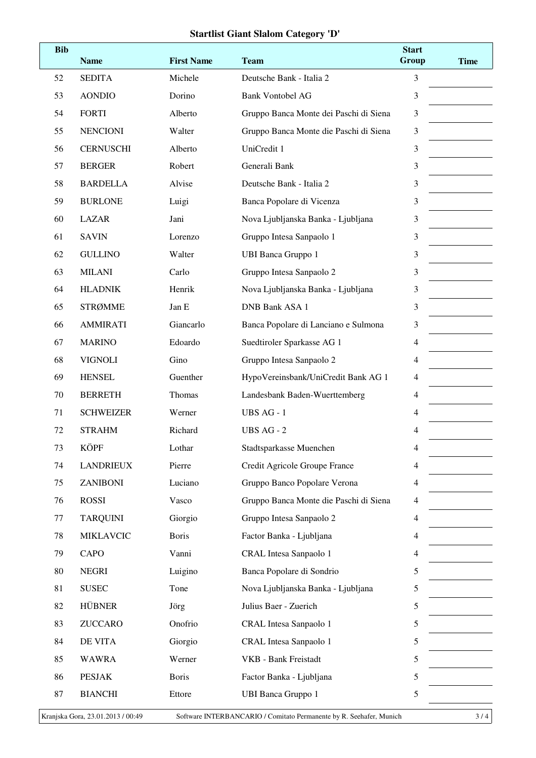# Startlist Giant Slalom Category 'D'

| Bib | Name | First Name | Team | Start Group | Time |
|---|---|---|---|---|---|
| 52 | SEDITA | Michele | Deutsche Bank - Italia 2 | 3 | |
| 53 | AONDIO | Dorino | Bank Vontobel AG | 3 | |
| 54 | FORTI | Alberto | Gruppo Banca Monte dei Paschi di Siena | 3 | |
| 55 | NENCIONI | Walter | Gruppo Banca Monte die Paschi di Siena | 3 | |
| 56 | CERNUSCHI | Alberto | UniCredit 1 | 3 | |
| 57 | BERGER | Robert | Generali Bank | 3 | |
| 58 | BARDELLA | Alvise | Deutsche Bank - Italia 2 | 3 | |
| 59 | BURLONE | Luigi | Banca Popolare di Vicenza | 3 | |
| 60 | LAZAR | Jani | Nova Ljubljanska Banka - Ljubljana | 3 | |
| 61 | SAVIN | Lorenzo | Gruppo Intesa Sanpaolo 1 | 3 | |
| 62 | GULLINO | Walter | UBI Banca Gruppo 1 | 3 | |
| 63 | MILANI | Carlo | Gruppo Intesa Sanpaolo 2 | 3 | |
| 64 | HLADNIK | Henrik | Nova Ljubljanska Banka - Ljubljana | 3 | |
| 65 | STRØMME | Jan E | DNB Bank ASA 1 | 3 | |
| 66 | AMMIRATI | Giancarlo | Banca Popolare di Lanciano e Sulmona | 3 | |
| 67 | MARINO | Edoardo | Suedtiroler Sparkasse AG 1 | 4 | |
| 68 | VIGNOLI | Gino | Gruppo Intesa Sanpaolo 2 | 4 | |
| 69 | HENSEL | Guenther | HypoVereinsbank/UniCredit Bank AG 1 | 4 | |
| 70 | BERRETH | Thomas | Landesbank Baden-Wuerttemberg | 4 | |
| 71 | SCHWEIZER | Werner | UBS AG - 1 | 4 | |
| 72 | STRAHM | Richard | UBS AG - 2 | 4 | |
| 73 | KÖPF | Lothar | Stadtsparkasse Muenchen | 4 | |
| 74 | LANDRIEUX | Pierre | Credit Agricole Groupe France | 4 | |
| 75 | ZANIBONI | Luciano | Gruppo Banco Popolare Verona | 4 | |
| 76 | ROSSI | Vasco | Gruppo Banca Monte die Paschi di Siena | 4 | |
| 77 | TARQUINI | Giorgio | Gruppo Intesa Sanpaolo 2 | 4 | |
| 78 | MIKLAVCIC | Boris | Factor Banka - Ljubljana | 4 | |
| 79 | CAPO | Vanni | CRAL Intesa Sanpaolo 1 | 4 | |
| 80 | NEGRI | Luigino | Banca Popolare di Sondrio | 5 | |
| 81 | SUSEC | Tone | Nova Ljubljanska Banka - Ljubljana | 5 | |
| 82 | HÜBNER | Jörg | Julius Baer - Zuerich | 5 | |
| 83 | ZUCCARO | Onofrio | CRAL Intesa Sanpaolo 1 | 5 | |
| 84 | DE VITA | Giorgio | CRAL Intesa Sanpaolo 1 | 5 | |
| 85 | WAWRA | Werner | VKB - Bank Freistadt | 5 | |
| 86 | PESJAK | Boris | Factor Banka - Ljubljana | 5 | |
| 87 | BIANCHI | Ettore | UBI Banca Gruppo 1 | 5 | |

Kranjska Gora, 23.01.2013 / 00:49 — Software INTERBANCARIO / Comitato Permanente by R. Seehafer, Munich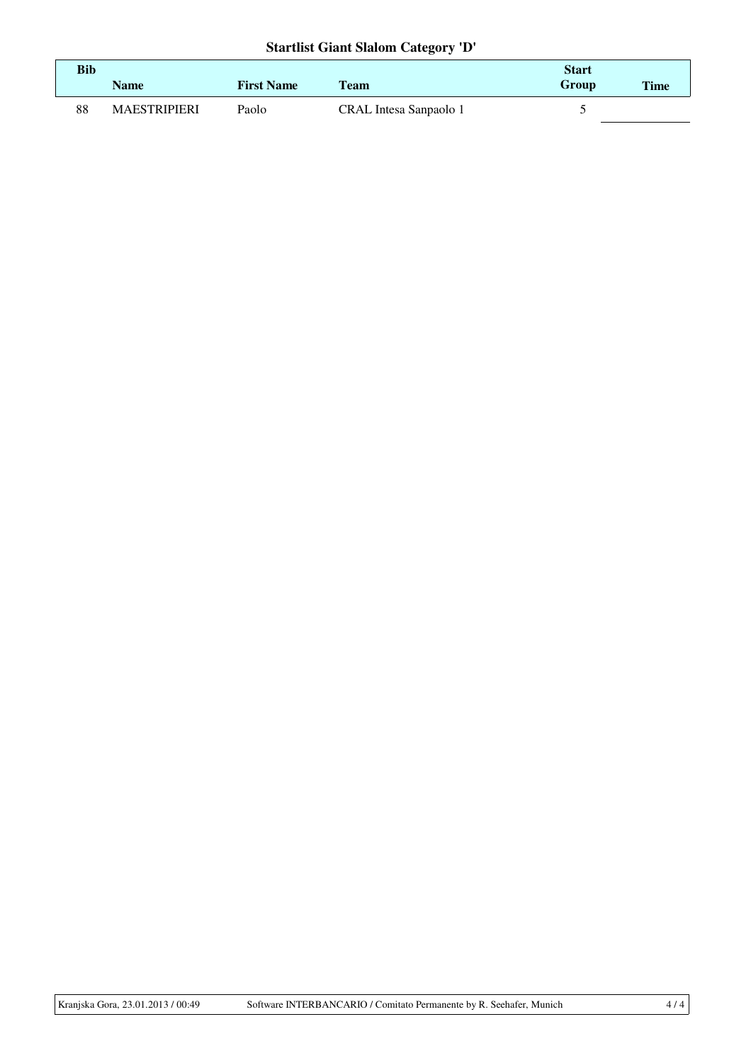**Startlist Giant Slalom Category 'D'**

| Bib | Name | First Name | Team | Start Group | Time |
|---|---|---|---|---|---|
| 88 | MAESTRIPIERI | Paolo | CRAL Intesa Sanpaolo 1 | 5 | |

Kranjska Gora, 23.01.2013 / 00:49 Software INTERBANCARIO / Comitato Permanente by R. Seehafer, Munich